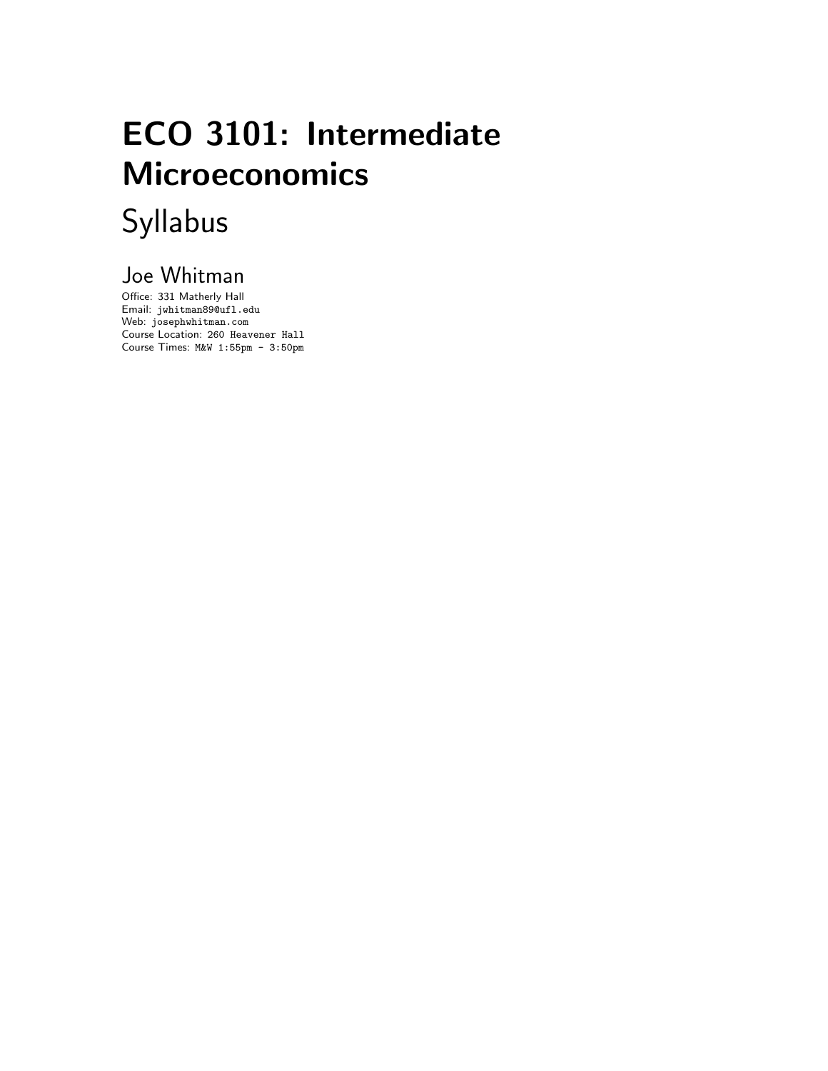# ECO 3101: Intermediate Microeconomics

## Syllabus

### Joe Whitman

Office: 331 Matherly Hall
Email: jwhitman89@ufl.edu
Web: josephwhitman.com
Course Location: 260 Heavener Hall
Course Times: M&W 1:55pm - 3:50pm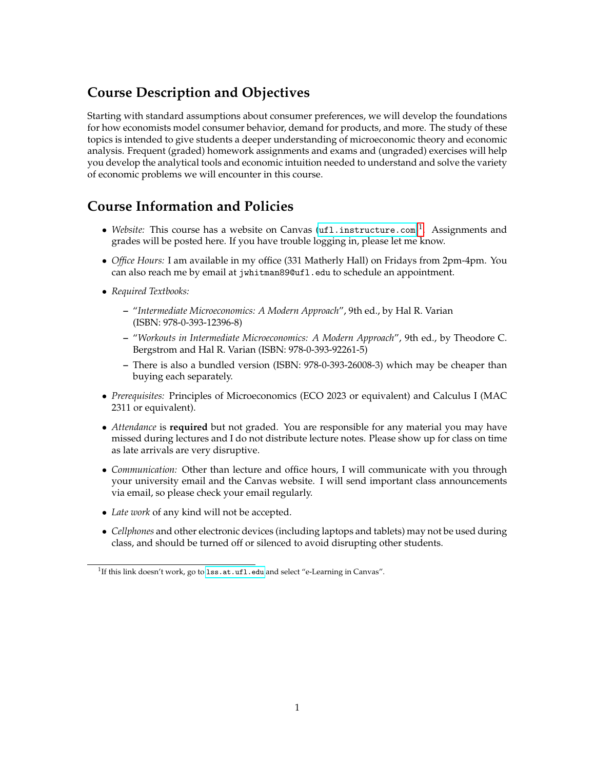## Course Description and Objectives

Starting with standard assumptions about consumer preferences, we will develop the foundations for how economists model consumer behavior, demand for products, and more. The study of these topics is intended to give students a deeper understanding of microeconomic theory and economic analysis. Frequent (graded) homework assignments and exams and (ungraded) exercises will help you develop the analytical tools and economic intuition needed to understand and solve the variety of economic problems we will encounter in this course.

## Course Information and Policies

- *Website:* This course has a website on Canvas (`ufl.instructure.com`)[1]. Assignments and grades will be posted here. If you have trouble logging in, please let me know.
- *Office Hours:* I am available in my office (331 Matherly Hall) on Fridays from 2pm-4pm. You can also reach me by email at `jwhitman89@ufl.edu` to schedule an appointment.
- *Required Textbooks:*
  - "*Intermediate Microeconomics: A Modern Approach*", 9th ed., by Hal R. Varian (ISBN: 978-0-393-12396-8)
  - "*Workouts in Intermediate Microeconomics: A Modern Approach*", 9th ed., by Theodore C. Bergstrom and Hal R. Varian (ISBN: 978-0-393-92261-5)
  - There is also a bundled version (ISBN: 978-0-393-26008-3) which may be cheaper than buying each separately.
- *Prerequisites:* Principles of Microeconomics (ECO 2023 or equivalent) and Calculus I (MAC 2311 or equivalent).
- *Attendance* is **required** but not graded. You are responsible for any material you may have missed during lectures and I do not distribute lecture notes. Please show up for class on time as late arrivals are very disruptive.
- *Communication:* Other than lecture and office hours, I will communicate with you through your university email and the Canvas website. I will send important class announcements via email, so please check your email regularly.
- *Late work* of any kind will not be accepted.
- *Cellphones* and other electronic devices (including laptops and tablets) may not be used during class, and should be turned off or silenced to avoid disrupting other students.

[1] If this link doesn't work, go to `lss.at.ufl.edu` and select "e-Learning in Canvas".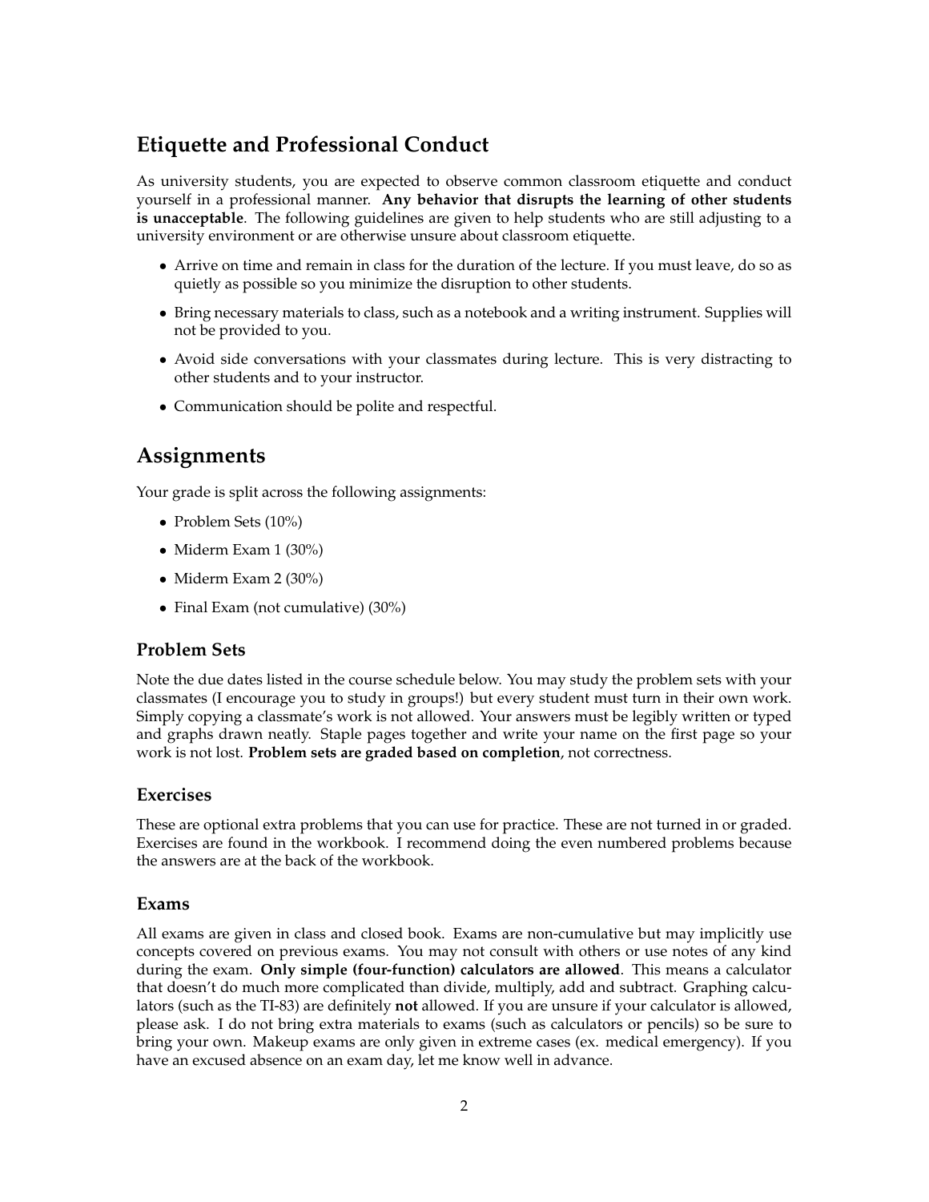## Etiquette and Professional Conduct

As university students, you are expected to observe common classroom etiquette and conduct yourself in a professional manner. **Any behavior that disrupts the learning of other students is unacceptable**. The following guidelines are given to help students who are still adjusting to a university environment or are otherwise unsure about classroom etiquette.

- Arrive on time and remain in class for the duration of the lecture. If you must leave, do so as quietly as possible so you minimize the disruption to other students.
- Bring necessary materials to class, such as a notebook and a writing instrument. Supplies will not be provided to you.
- Avoid side conversations with your classmates during lecture. This is very distracting to other students and to your instructor.
- Communication should be polite and respectful.

## Assignments

Your grade is split across the following assignments:

- Problem Sets (10%)
- Miderm Exam 1 (30%)
- Miderm Exam 2 (30%)
- Final Exam (not cumulative) (30%)

### Problem Sets

Note the due dates listed in the course schedule below. You may study the problem sets with your classmates (I encourage you to study in groups!) but every student must turn in their own work. Simply copying a classmate's work is not allowed. Your answers must be legibly written or typed and graphs drawn neatly. Staple pages together and write your name on the first page so your work is not lost. **Problem sets are graded based on completion**, not correctness.

### Exercises

These are optional extra problems that you can use for practice. These are not turned in or graded. Exercises are found in the workbook. I recommend doing the even numbered problems because the answers are at the back of the workbook.

### Exams

All exams are given in class and closed book. Exams are non-cumulative but may implicitly use concepts covered on previous exams. You may not consult with others or use notes of any kind during the exam. **Only simple (four-function) calculators are allowed**. This means a calculator that doesn't do much more complicated than divide, multiply, add and subtract. Graphing calculators (such as the TI-83) are definitely **not** allowed. If you are unsure if your calculator is allowed, please ask. I do not bring extra materials to exams (such as calculators or pencils) so be sure to bring your own. Makeup exams are only given in extreme cases (ex. medical emergency). If you have an excused absence on an exam day, let me know well in advance.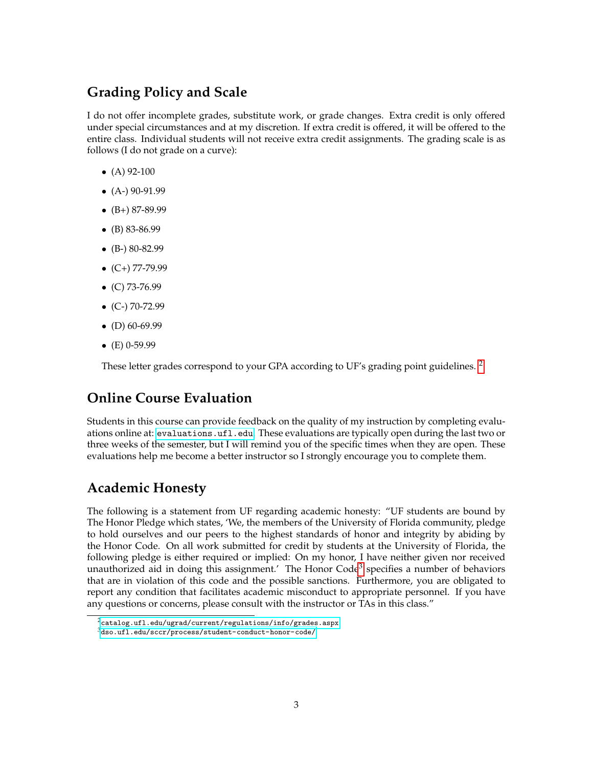## Grading Policy and Scale

I do not offer incomplete grades, substitute work, or grade changes. Extra credit is only offered under special circumstances and at my discretion. If extra credit is offered, it will be offered to the entire class. Individual students will not receive extra credit assignments. The grading scale is as follows (I do not grade on a curve):

- (A) 92-100
- (A-) 90-91.99
- (B+) 87-89.99
- (B) 83-86.99
- (B-) 80-82.99
- (C+) 77-79.99
- (C) 73-76.99
- (C-) 70-72.99
- (D) 60-69.99
- (E) 0-59.99

These letter grades correspond to your GPA according to UF's grading point guidelines. [2]

## Online Course Evaluation

Students in this course can provide feedback on the quality of my instruction by completing evaluations online at: `evaluations.ufl.edu` These evaluations are typically open during the last two or three weeks of the semester, but I will remind you of the specific times when they are open. These evaluations help me become a better instructor so I strongly encourage you to complete them.

## Academic Honesty

The following is a statement from UF regarding academic honesty: "UF students are bound by The Honor Pledge which states, 'We, the members of the University of Florida community, pledge to hold ourselves and our peers to the highest standards of honor and integrity by abiding by the Honor Code. On all work submitted for credit by students at the University of Florida, the following pledge is either required or implied: On my honor, I have neither given nor received unauthorized aid in doing this assignment.' The Honor Code[3] specifies a number of behaviors that are in violation of this code and the possible sanctions. Furthermore, you are obligated to report any condition that facilitates academic misconduct to appropriate personnel. If you have any questions or concerns, please consult with the instructor or TAs in this class."

[2] `catalog.ufl.edu/ugrad/current/regulations/info/grades.aspx`

[3] `dso.ufl.edu/sccr/process/student-conduct-honor-code/`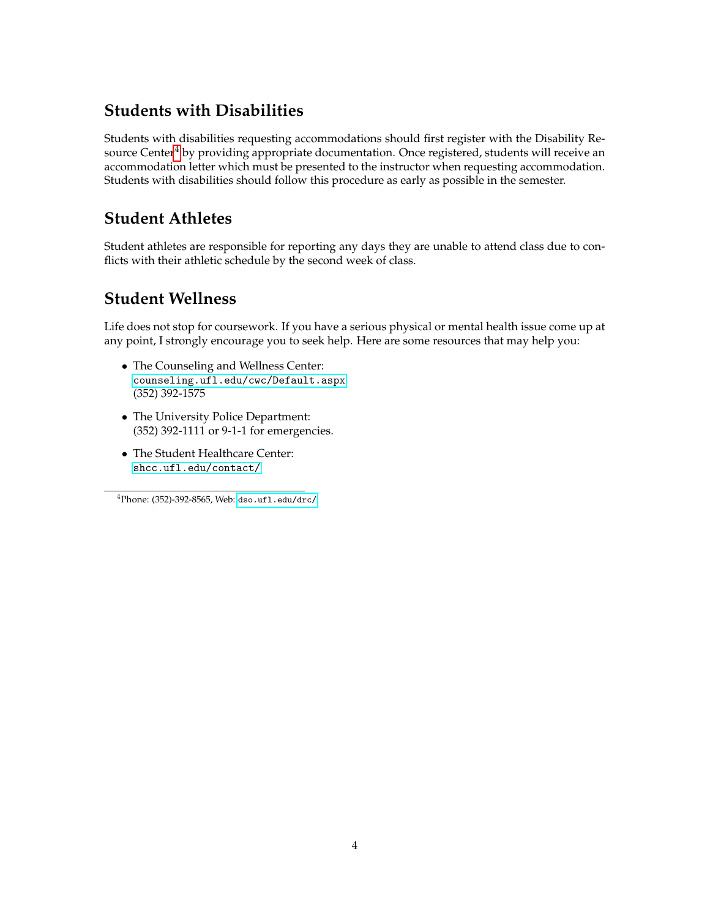## Students with Disabilities

Students with disabilities requesting accommodations should first register with the Disability Resource Center[4] by providing appropriate documentation. Once registered, students will receive an accommodation letter which must be presented to the instructor when requesting accommodation. Students with disabilities should follow this procedure as early as possible in the semester.

## Student Athletes

Student athletes are responsible for reporting any days they are unable to attend class due to conflicts with their athletic schedule by the second week of class.

## Student Wellness

Life does not stop for coursework. If you have a serious physical or mental health issue come up at any point, I strongly encourage you to seek help. Here are some resources that may help you:

- The Counseling and Wellness Center:
  `counseling.ufl.edu/cwc/Default.aspx`
  (352) 392-1575
- The University Police Department:
  (352) 392-1111 or 9-1-1 for emergencies.
- The Student Healthcare Center:
  `shcc.ufl.edu/contact/`

[4] Phone: (352)-392-8565, Web: `dso.ufl.edu/drc/`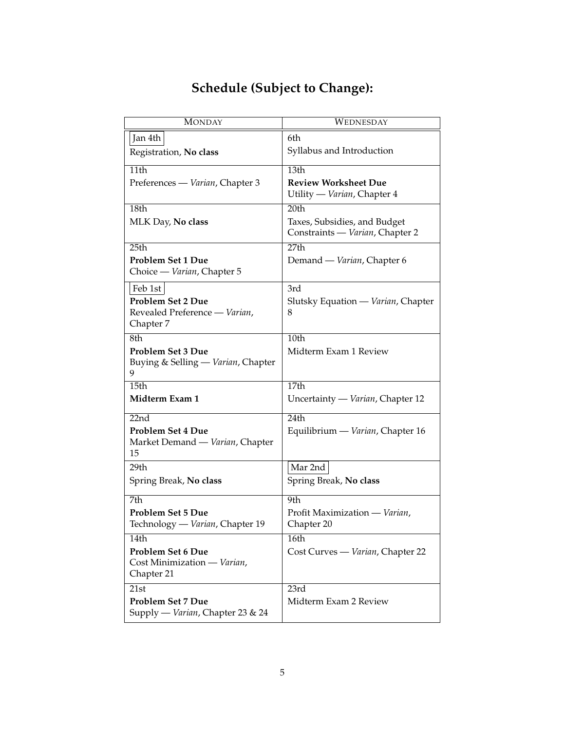# Schedule (Subject to Change):

| Monday | Wednesday |
|---|---|
| Jan 4th<br>Registration, **No class** | 6th<br>Syllabus and Introduction |
| 11th<br>Preferences — *Varian*, Chapter 3 | 13th<br>**Review Worksheet Due**<br>Utility — *Varian*, Chapter 4 |
| 18th<br>MLK Day, **No class** | 20th<br>Taxes, Subsidies, and Budget Constraints — *Varian*, Chapter 2 |
| 25th<br>**Problem Set 1 Due**<br>Choice — *Varian*, Chapter 5 | 27th<br>Demand — *Varian*, Chapter 6 |
| Feb 1st<br>**Problem Set 2 Due**<br>Revealed Preference — *Varian*, Chapter 7 | 3rd<br>Slutsky Equation — *Varian*, Chapter 8 |
| 8th<br>**Problem Set 3 Due**<br>Buying & Selling — *Varian*, Chapter 9 | 10th<br>Midterm Exam 1 Review |
| 15th<br>**Midterm Exam 1** | 17th<br>Uncertainty — *Varian*, Chapter 12 |
| 22nd<br>**Problem Set 4 Due**<br>Market Demand — *Varian*, Chapter 15 | 24th<br>Equilibrium — *Varian*, Chapter 16 |
| 29th<br>Spring Break, **No class** | Mar 2nd<br>Spring Break, **No class** |
| 7th<br>**Problem Set 5 Due**<br>Technology — *Varian*, Chapter 19 | 9th<br>Profit Maximization — *Varian*, Chapter 20 |
| 14th<br>**Problem Set 6 Due**<br>Cost Minimization — *Varian*, Chapter 21 | 16th<br>Cost Curves — *Varian*, Chapter 22 |
| 21st<br>**Problem Set 7 Due**<br>Supply — *Varian*, Chapter 23 & 24 | 23rd<br>Midterm Exam 2 Review |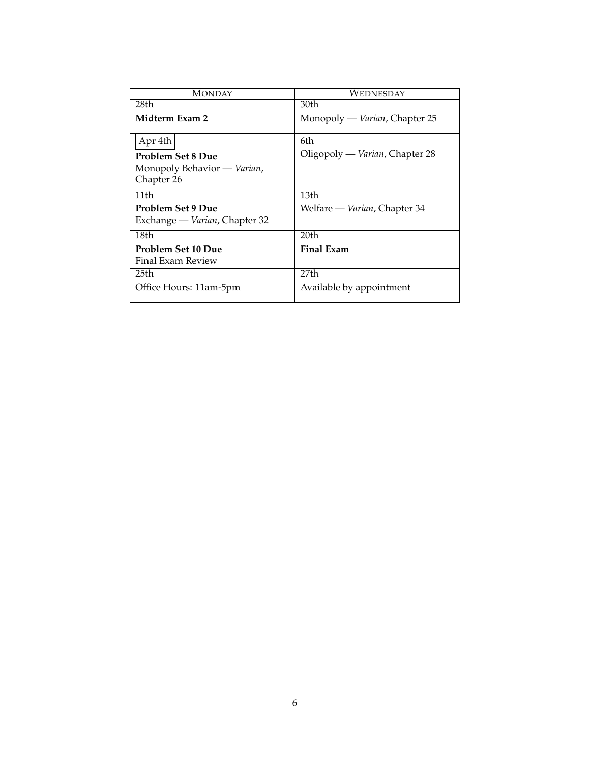| MONDAY | WEDNESDAY |
|---|---|
| 28th<br>**Midterm Exam 2** | 30th<br>Monopoly — *Varian*, Chapter 25 |
| Apr 4th<br>**Problem Set 8 Due**<br>Monopoly Behavior — *Varian*, Chapter 26 | 6th<br>Oligopoly — *Varian*, Chapter 28 |
| 11th<br>**Problem Set 9 Due**<br>Exchange — *Varian*, Chapter 32 | 13th<br>Welfare — *Varian*, Chapter 34 |
| 18th<br>**Problem Set 10 Due**<br>Final Exam Review | 20th<br>**Final Exam** |
| 25th<br>Office Hours: 11am-5pm | 27th<br>Available by appointment |